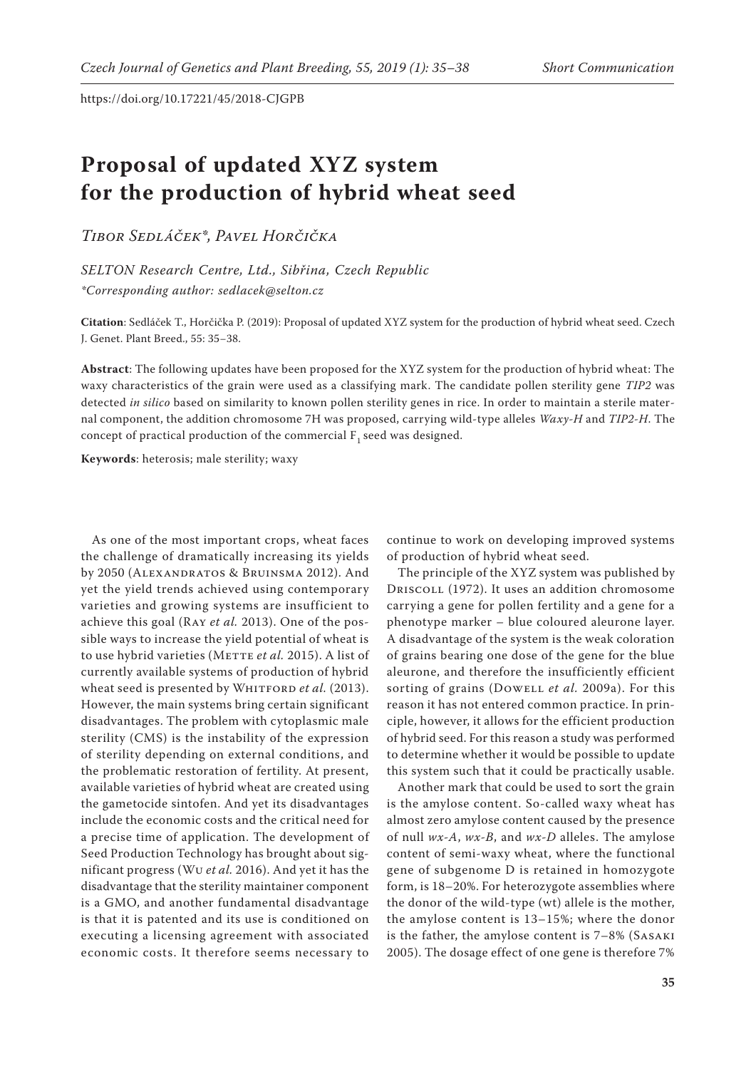https://doi.org/10.17221/45/2018-CJGPB

# Proposal of updated XYZ system for the production of hybrid wheat seed

*Tibor Sedláček\*, Pavel Horčička*

*SELTON Research Centre, Ltd., Sibřina, Czech Republic*
*\*Corresponding author: sedlacek@selton.cz*

**Citation**: Sedláček T., Horčička P. (2019): Proposal of updated XYZ system for the production of hybrid wheat seed. Czech J. Genet. Plant Breed., 55: 35–38.

**Abstract**: The following updates have been proposed for the XYZ system for the production of hybrid wheat: The waxy characteristics of the grain were used as a classifying mark. The candidate pollen sterility gene *TIP2* was detected *in silico* based on similarity to known pollen sterility genes in rice. In order to maintain a sterile maternal component, the addition chromosome 7H was proposed, carrying wild-type alleles *Waxy-H* and *TIP2-H*. The concept of practical production of the commercial $F_1$ seed was designed.

**Keywords**: heterosis; male sterility; waxy

As one of the most important crops, wheat faces the challenge of dramatically increasing its yields by 2050 (Alexandratos & Bruinsma 2012). And yet the yield trends achieved using contemporary varieties and growing systems are insufficient to achieve this goal (Ray *et al.* 2013). One of the possible ways to increase the yield potential of wheat is to use hybrid varieties (Mette *et al.* 2015). A list of currently available systems of production of hybrid wheat seed is presented by Whitford *et al.* (2013). However, the main systems bring certain significant disadvantages. The problem with cytoplasmic male sterility (CMS) is the instability of the expression of sterility depending on external conditions, and the problematic restoration of fertility. At present, available varieties of hybrid wheat are created using the gametocide sintofen. And yet its disadvantages include the economic costs and the critical need for a precise time of application. The development of Seed Production Technology has brought about significant progress (Wu *et al.* 2016). And yet it has the disadvantage that the sterility maintainer component is a GMO, and another fundamental disadvantage is that it is patented and its use is conditioned on executing a licensing agreement with associated economic costs. It therefore seems necessary to continue to work on developing improved systems of production of hybrid wheat seed.

The principle of the XYZ system was published by Driscoll (1972). It uses an addition chromosome carrying a gene for pollen fertility and a gene for a phenotype marker – blue coloured aleurone layer. A disadvantage of the system is the weak coloration of grains bearing one dose of the gene for the blue aleurone, and therefore the insufficiently efficient sorting of grains (Dowell *et al.* 2009a). For this reason it has not entered common practice. In principle, however, it allows for the efficient production of hybrid seed. For this reason a study was performed to determine whether it would be possible to update this system such that it could be practically usable.

Another mark that could be used to sort the grain is the amylose content. So-called waxy wheat has almost zero amylose content caused by the presence of null *wx-A*, *wx-B*, and *wx-D* alleles. The amylose content of semi-waxy wheat, where the functional gene of subgenome D is retained in homozygote form, is 18–20%. For heterozygote assemblies where the donor of the wild-type (wt) allele is the mother, the amylose content is 13–15%; where the donor is the father, the amylose content is 7–8% (Sasaki 2005). The dosage effect of one gene is therefore 7%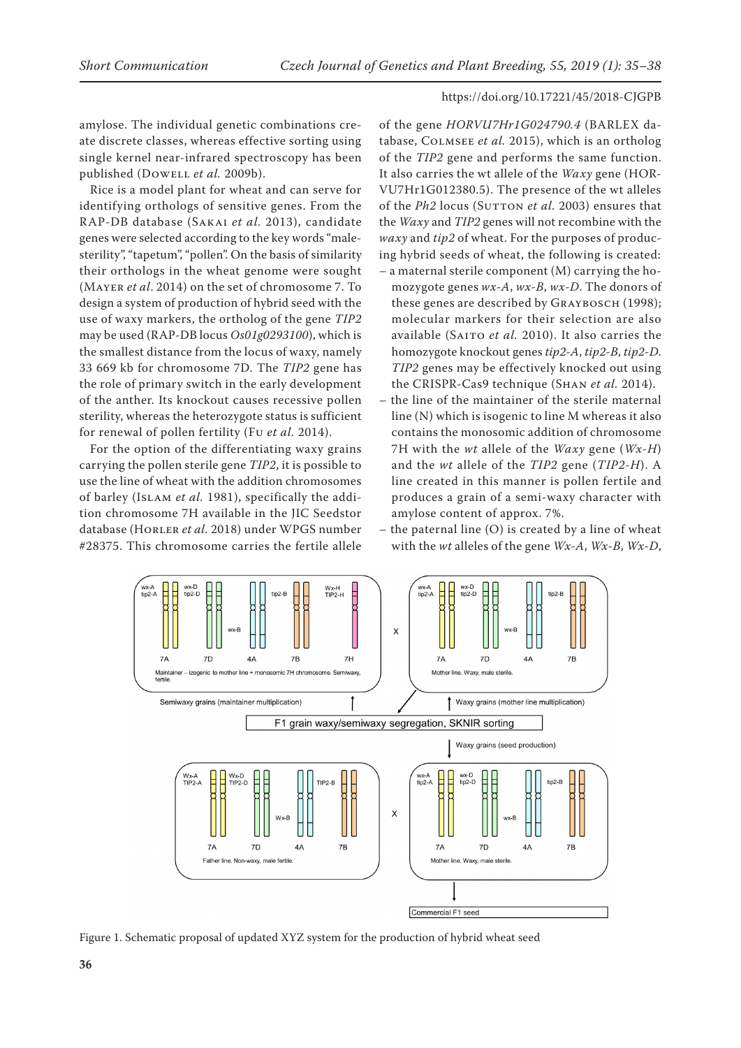amylose. The individual genetic combinations create discrete classes, whereas effective sorting using single kernel near-infrared spectroscopy has been published (Dowell *et al.* 2009b).

Rice is a model plant for wheat and can serve for identifying orthologs of sensitive genes. From the RAP-DB database (Sakai *et al.* 2013), candidate genes were selected according to the key words "male-sterility", "tapetum", "pollen". On the basis of similarity their orthologs in the wheat genome were sought (Mayer *et al*. 2014) on the set of chromosome 7. To design a system of production of hybrid seed with the use of waxy markers, the ortholog of the gene *TIP2* may be used (RAP-DB locus *Os01g0293100*), which is the smallest distance from the locus of waxy, namely 33 669 kb for chromosome 7D. The *TIP2* gene has the role of primary switch in the early development of the anther. Its knockout causes recessive pollen sterility, whereas the heterozygote status is sufficient for renewal of pollen fertility (Fu *et al.* 2014).

For the option of the differentiating waxy grains carrying the pollen sterile gene *TIP2*, it is possible to use the line of wheat with the addition chromosomes of barley (Islam *et al.* 1981), specifically the addition chromosome 7H available in the JIC Seedstor database (Horler *et al.* 2018) under WPGS number #28375. This chromosome carries the fertile allele of the gene *HORVU7Hr1G024790.4* (BARLEX database, Colmsee *et al.* 2015), which is an ortholog of the *TIP2* gene and performs the same function. It also carries the wt allele of the *Waxy* gene (HORVU7Hr1G012380.5). The presence of the wt alleles of the *Ph2* locus (Sutton *et al.* 2003) ensures that the *Waxy* and *TIP2* genes will not recombine with the *waxy* and *tip2* of wheat. For the purposes of producing hybrid seeds of wheat, the following is created:

– a maternal sterile component (M) carrying the homozygote genes *wx-A*, *wx-B*, *wx-D*. The donors of these genes are described by Graybosch (1998); molecular markers for their selection are also available (Saito *et al.* 2010). It also carries the homozygote knockout genes *tip2-A*, *tip2-B*, *tip2-D*. *TIP2* genes may be effectively knocked out using the CRISPR-Cas9 technique (Shan *et al.* 2014).

– the line of the maintainer of the sterile maternal line (N) which is isogenic to line M whereas it also contains the monosomic addition of chromosome 7H with the *wt* allele of the *Waxy* gene (*Wx-H*) and the *wt* allele of the *TIP2* gene (*TIP2-H*). A line created in this manner is pollen fertile and produces a grain of a semi-waxy character with amylose content of approx. 7%.

– the paternal line (O) is created by a line of wheat with the *wt* alleles of the gene *Wx-A*, *Wx-B*, *Wx-D*,

Figure 1. Schematic proposal of updated XYZ system for the production of hybrid wheat seed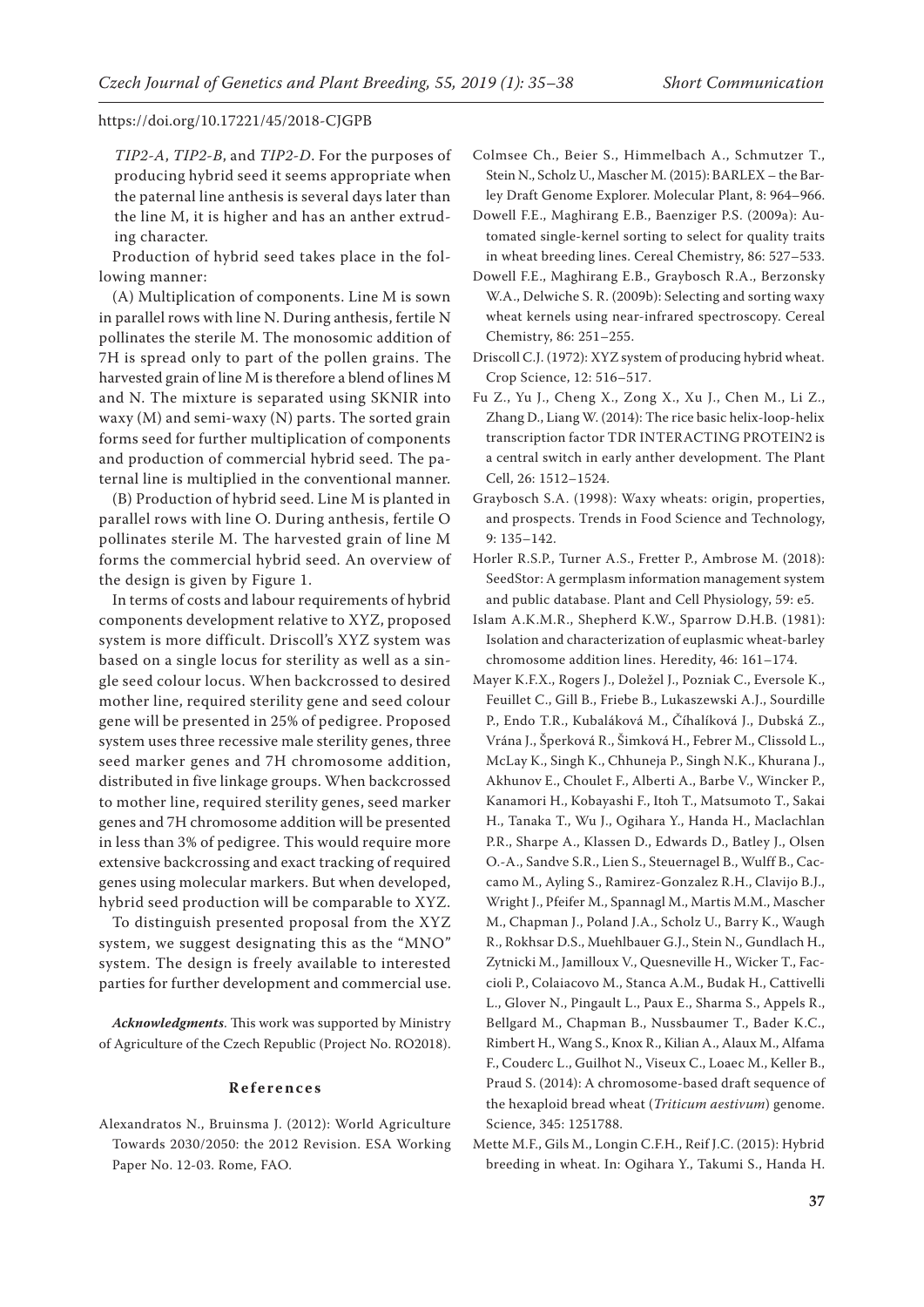*TIP2-A*, *TIP2-B*, and *TIP2-D*. For the purposes of producing hybrid seed it seems appropriate when the paternal line anthesis is several days later than the line M, it is higher and has an anther extruding character.

Production of hybrid seed takes place in the following manner:

(A) Multiplication of components. Line M is sown in parallel rows with line N. During anthesis, fertile N pollinates the sterile M. The monosomic addition of 7H is spread only to part of the pollen grains. The harvested grain of line M is therefore a blend of lines M and N. The mixture is separated using SKNIR into waxy (M) and semi-waxy (N) parts. The sorted grain forms seed for further multiplication of components and production of commercial hybrid seed. The paternal line is multiplied in the conventional manner.

(B) Production of hybrid seed. Line M is planted in parallel rows with line O. During anthesis, fertile O pollinates sterile M. The harvested grain of line M forms the commercial hybrid seed. An overview of the design is given by Figure 1.

In terms of costs and labour requirements of hybrid components development relative to XYZ, proposed system is more difficult. Driscoll's XYZ system was based on a single locus for sterility as well as a single seed colour locus. When backcrossed to desired mother line, required sterility gene and seed colour gene will be presented in 25% of pedigree. Proposed system uses three recessive male sterility genes, three seed marker genes and 7H chromosome addition, distributed in five linkage groups. When backcrossed to mother line, required sterility genes, seed marker genes and 7H chromosome addition will be presented in less than 3% of pedigree. This would require more extensive backcrossing and exact tracking of required genes using molecular markers. But when developed, hybrid seed production will be comparable to XYZ.

To distinguish presented proposal from the XYZ system, we suggest designating this as the "MNO" system. The design is freely available to interested parties for further development and commercial use.

***Acknowledgments**.* This work was supported by Ministry of Agriculture of the Czech Republic (Project No. RO2018).

## References

Alexandratos N., Bruinsma J. (2012): World Agriculture Towards 2030/2050: the 2012 Revision. ESA Working Paper No. 12-03. Rome, FAO.

Colmsee Ch., Beier S., Himmelbach A., Schmutzer T., Stein N., Scholz U., Mascher M. (2015): BARLEX – the Barley Draft Genome Explorer. Molecular Plant, 8: 964–966.

Dowell F.E., Maghirang E.B., Baenziger P.S. (2009a): Automated single-kernel sorting to select for quality traits in wheat breeding lines. Cereal Chemistry, 86: 527–533.

Dowell F.E., Maghirang E.B., Graybosch R.A., Berzonsky W.A., Delwiche S. R. (2009b): Selecting and sorting waxy wheat kernels using near-infrared spectroscopy. Cereal Chemistry, 86: 251–255.

Driscoll C.J. (1972): XYZ system of producing hybrid wheat. Crop Science, 12: 516–517.

Fu Z., Yu J., Cheng X., Zong X., Xu J., Chen M., Li Z., Zhang D., Liang W. (2014): The rice basic helix-loop-helix transcription factor TDR INTERACTING PROTEIN2 is a central switch in early anther development. The Plant Cell, 26: 1512–1524.

Graybosch S.A. (1998): Waxy wheats: origin, properties, and prospects. Trends in Food Science and Technology, 9: 135–142.

Horler R.S.P., Turner A.S., Fretter P., Ambrose M. (2018): SeedStor: A germplasm information management system and public database. Plant and Cell Physiology, 59: e5.

Islam A.K.M.R., Shepherd K.W., Sparrow D.H.B. (1981): Isolation and characterization of euplasmic wheat-barley chromosome addition lines. Heredity, 46: 161–174.

Mayer K.F.X., Rogers J., Doležel J., Pozniak C., Eversole K., Feuillet C., Gill B., Friebe B., Lukaszewski A.J., Sourdille P., Endo T.R., Kubaláková M., Číhalíková J., Dubská Z., Vrána J., Šperková R., Šimková H., Febrer M., Clissold L., McLay K., Singh K., Chhuneja P., Singh N.K., Khurana J., Akhunov E., Choulet F., Alberti A., Barbe V., Wincker P., Kanamori H., Kobayashi F., Itoh T., Matsumoto T., Sakai H., Tanaka T., Wu J., Ogihara Y., Handa H., Maclachlan P.R., Sharpe A., Klassen D., Edwards D., Batley J., Olsen O.-A., Sandve S.R., Lien S., Steuernagel B., Wulff B., Caccamo M., Ayling S., Ramirez-Gonzalez R.H., Clavijo B.J., Wright J., Pfeifer M., Spannagl M., Martis M.M., Mascher M., Chapman J., Poland J.A., Scholz U., Barry K., Waugh R., Rokhsar D.S., Muehlbauer G.J., Stein N., Gundlach H., Zytnicki M., Jamilloux V., Quesneville H., Wicker T., Faccioli P., Colaiacovo M., Stanca A.M., Budak H., Cattivelli L., Glover N., Pingault L., Paux E., Sharma S., Appels R., Bellgard M., Chapman B., Nussbaumer T., Bader K.C., Rimbert H., Wang S., Knox R., Kilian A., Alaux M., Alfama F., Couderc L., Guilhot N., Viseux C., Loaec M., Keller B., Praud S. (2014): A chromosome-based draft sequence of the hexaploid bread wheat (*Triticum aestivum*) genome. Science, 345: 1251788.

Mette M.F., Gils M., Longin C.F.H., Reif J.C. (2015): Hybrid breeding in wheat. In: Ogihara Y., Takumi S., Handa H.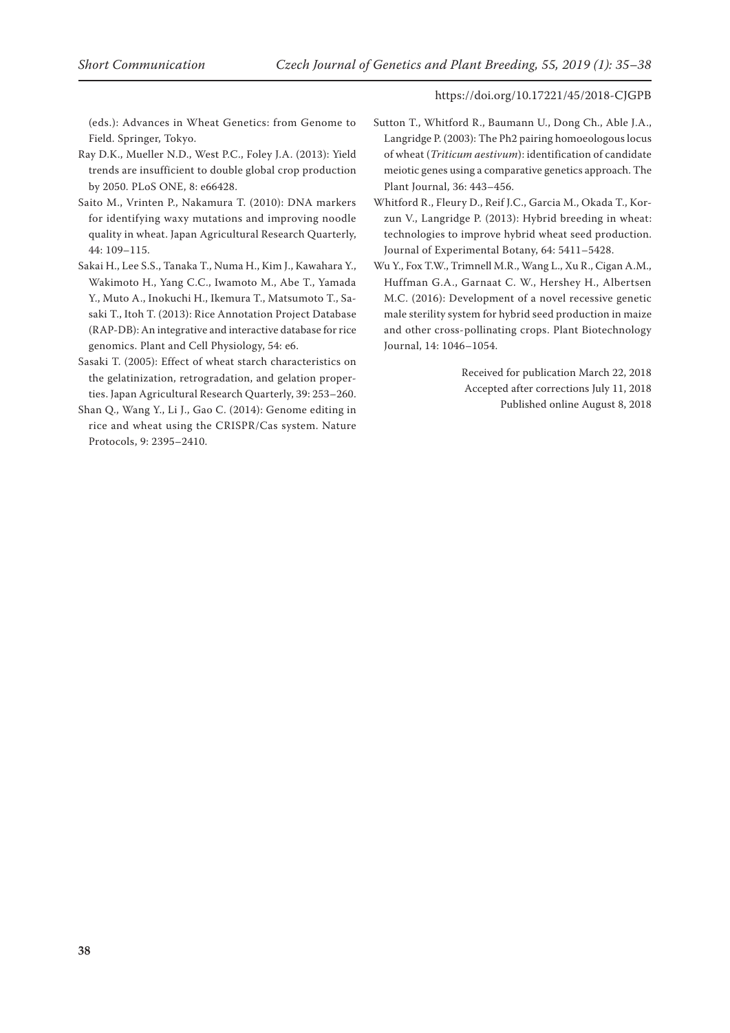(eds.): Advances in Wheat Genetics: from Genome to Field. Springer, Tokyo.

Ray D.K., Mueller N.D., West P.C., Foley J.A. (2013): Yield trends are insufficient to double global crop production by 2050. PLoS ONE, 8: e66428.

Saito M., Vrinten P., Nakamura T. (2010): DNA markers for identifying waxy mutations and improving noodle quality in wheat. Japan Agricultural Research Quarterly, 44: 109–115.

Sakai H., Lee S.S., Tanaka T., Numa H., Kim J., Kawahara Y., Wakimoto H., Yang C.C., Iwamoto M., Abe T., Yamada Y., Muto A., Inokuchi H., Ikemura T., Matsumoto T., Sasaki T., Itoh T. (2013): Rice Annotation Project Database (RAP-DB): An integrative and interactive database for rice genomics. Plant and Cell Physiology, 54: e6.

Sasaki T. (2005): Effect of wheat starch characteristics on the gelatinization, retrogradation, and gelation properties. Japan Agricultural Research Quarterly, 39: 253–260.

Shan Q., Wang Y., Li J., Gao C. (2014): Genome editing in rice and wheat using the CRISPR/Cas system. Nature Protocols, 9: 2395–2410.

Sutton T., Whitford R., Baumann U., Dong Ch., Able J.A., Langridge P. (2003): The Ph2 pairing homoeologous locus of wheat (*Triticum aestivum*): identification of candidate meiotic genes using a comparative genetics approach. The Plant Journal, 36: 443–456.

Whitford R., Fleury D., Reif J.C., Garcia M., Okada T., Korzun V., Langridge P. (2013): Hybrid breeding in wheat: technologies to improve hybrid wheat seed production. Journal of Experimental Botany, 64: 5411–5428.

Wu Y., Fox T.W., Trimnell M.R., Wang L., Xu R., Cigan A.M., Huffman G.A., Garnaat C. W., Hershey H., Albertsen M.C. (2016): Development of a novel recessive genetic male sterility system for hybrid seed production in maize and other cross-pollinating crops. Plant Biotechnology Journal, 14: 1046–1054.

Received for publication March 22, 2018
Accepted after corrections July 11, 2018
Published online August 8, 2018